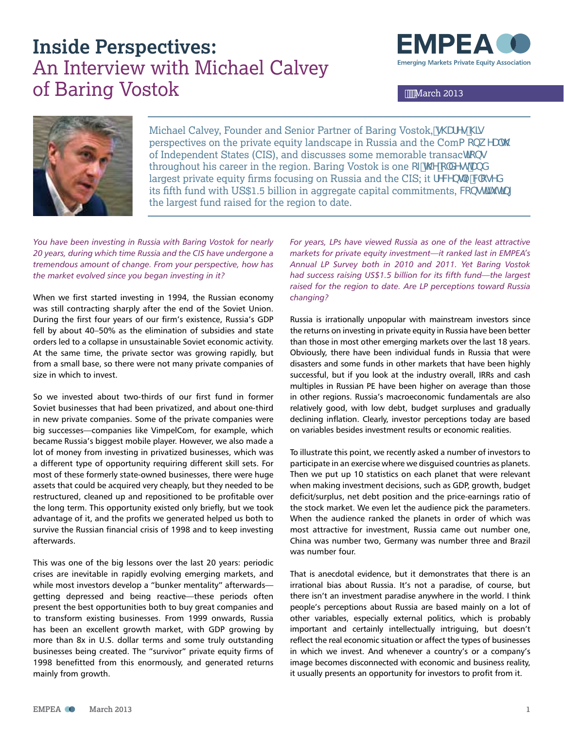# Inside Perspectives:
## An Interview with Michael Calvey of Baring Vostok

March 2013

Michael Calvey, Founder and Senior Partner of Baring Vostok, shares his perspectives on the private equity landscape in Russia and the Commonwealth of Independent States (CIS), and discusses some memorable transactions throughout his career in the region. Baring Vostok is one of the oldest and largest private equity firms focusing on Russia and the CIS; it recently closed its fifth fund with US$1.5 billion in aggregate capital commitments, constituting the largest fund raised for the region to date.

*You have been investing in Russia with Baring Vostok for nearly 20 years, during which time Russia and the CIS have undergone a tremendous amount of change. From your perspective, how has the market evolved since you began investing in it?*

When we first started investing in 1994, the Russian economy was still contracting sharply after the end of the Soviet Union. During the first four years of our firm's existence, Russia's GDP fell by about 40–50% as the elimination of subsidies and state orders led to a collapse in unsustainable Soviet economic activity. At the same time, the private sector was growing rapidly, but from a small base, so there were not many private companies of size in which to invest.

So we invested about two-thirds of our first fund in former Soviet businesses that had been privatized, and about one-third in new private companies. Some of the private companies were big successes—companies like VimpelCom, for example, which became Russia's biggest mobile player. However, we also made a lot of money from investing in privatized businesses, which was a different type of opportunity requiring different skill sets. For most of these formerly state-owned businesses, there were huge assets that could be acquired very cheaply, but they needed to be restructured, cleaned up and repositioned to be profitable over the long term. This opportunity existed only briefly, but we took advantage of it, and the profits we generated helped us both to survive the Russian financial crisis of 1998 and to keep investing afterwards.

This was one of the big lessons over the last 20 years: periodic crises are inevitable in rapidly evolving emerging markets, and while most investors develop a "bunker mentality" afterwards—getting depressed and being reactive—these periods often present the best opportunities both to buy great companies and to transform existing businesses. From 1999 onwards, Russia has been an excellent growth market, with GDP growing by more than 8x in U.S. dollar terms and some truly outstanding businesses being created. The "survivor" private equity firms of 1998 benefitted from this enormously, and generated returns mainly from growth.

*For years, LPs have viewed Russia as one of the least attractive markets for private equity investment—it ranked last in EMPEA's Annual LP Survey both in 2010 and 2011. Yet Baring Vostok had success raising US$1.5 billion for its fifth fund—the largest raised for the region to date. Are LP perceptions toward Russia changing?*

Russia is irrationally unpopular with mainstream investors since the returns on investing in private equity in Russia have been better than those in most other emerging markets over the last 18 years. Obviously, there have been individual funds in Russia that were disasters and some funds in other markets that have been highly successful, but if you look at the industry overall, IRRs and cash multiples in Russian PE have been higher on average than those in other regions. Russia's macroeconomic fundamentals are also relatively good, with low debt, budget surpluses and gradually declining inflation. Clearly, investor perceptions today are based on variables besides investment results or economic realities.

To illustrate this point, we recently asked a number of investors to participate in an exercise where we disguised countries as planets. Then we put up 10 statistics on each planet that were relevant when making investment decisions, such as GDP, growth, budget deficit/surplus, net debt position and the price-earnings ratio of the stock market. We even let the audience pick the parameters. When the audience ranked the planets in order of which was most attractive for investment, Russia came out number one, China was number two, Germany was number three and Brazil was number four.

That is anecdotal evidence, but it demonstrates that there is an irrational bias about Russia. It's not a paradise, of course, but there isn't an investment paradise anywhere in the world. I think people's perceptions about Russia are based mainly on a lot of other variables, especially external politics, which is probably important and certainly intellectually intriguing, but doesn't reflect the real economic situation or affect the types of businesses in which we invest. And whenever a country's or a company's image becomes disconnected with economic and business reality, it usually presents an opportunity for investors to profit from it.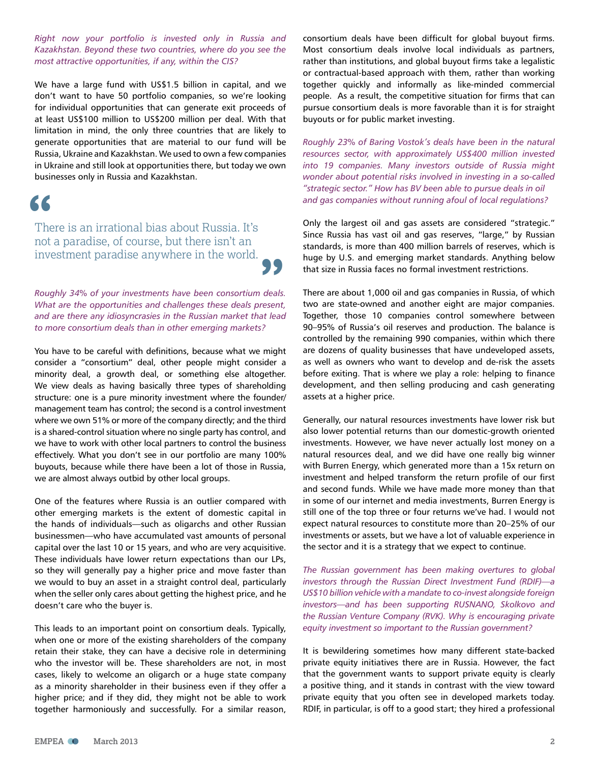*Right now your portfolio is invested only in Russia and Kazakhstan. Beyond these two countries, where do you see the most attractive opportunities, if any, within the CIS?*

We have a large fund with US$1.5 billion in capital, and we don't want to have 50 portfolio companies, so we're looking for individual opportunities that can generate exit proceeds of at least US$100 million to US$200 million per deal. With that limitation in mind, the only three countries that are likely to generate opportunities that are material to our fund will be Russia, Ukraine and Kazakhstan. We used to own a few companies in Ukraine and still look at opportunities there, but today we own businesses only in Russia and Kazakhstan.

> "There is an irrational bias about Russia. It's not a paradise, of course, but there isn't an investment paradise anywhere in the world."

*Roughly 34% of your investments have been consortium deals. What are the opportunities and challenges these deals present, and are there any idiosyncrasies in the Russian market that lead to more consortium deals than in other emerging markets?*

You have to be careful with definitions, because what we might consider a "consortium" deal, other people might consider a minority deal, a growth deal, or something else altogether. We view deals as having basically three types of shareholding structure: one is a pure minority investment where the founder/management team has control; the second is a control investment where we own 51% or more of the company directly; and the third is a shared-control situation where no single party has control, and we have to work with other local partners to control the business effectively. What you don't see in our portfolio are many 100% buyouts, because while there have been a lot of those in Russia, we are almost always outbid by other local groups.

One of the features where Russia is an outlier compared with other emerging markets is the extent of domestic capital in the hands of individuals—such as oligarchs and other Russian businessmen—who have accumulated vast amounts of personal capital over the last 10 or 15 years, and who are very acquisitive. These individuals have lower return expectations than our LPs, so they will generally pay a higher price and move faster than we would to buy an asset in a straight control deal, particularly when the seller only cares about getting the highest price, and he doesn't care who the buyer is.

This leads to an important point on consortium deals. Typically, when one or more of the existing shareholders of the company retain their stake, they can have a decisive role in determining who the investor will be. These shareholders are not, in most cases, likely to welcome an oligarch or a huge state company as a minority shareholder in their business even if they offer a higher price; and if they did, they might not be able to work together harmoniously and successfully. For a similar reason, consortium deals have been difficult for global buyout firms. Most consortium deals involve local individuals as partners, rather than institutions, and global buyout firms take a legalistic or contractual-based approach with them, rather than working together quickly and informally as like-minded commercial people. As a result, the competitive situation for firms that can pursue consortium deals is more favorable than it is for straight buyouts or for public market investing.

*Roughly 23% of Baring Vostok's deals have been in the natural resources sector, with approximately US$400 million invested into 19 companies. Many investors outside of Russia might wonder about potential risks involved in investing in a so-called "strategic sector." How has BV been able to pursue deals in oil and gas companies without running afoul of local regulations?*

Only the largest oil and gas assets are considered "strategic." Since Russia has vast oil and gas reserves, "large," by Russian standards, is more than 400 million barrels of reserves, which is huge by U.S. and emerging market standards. Anything below that size in Russia faces no formal investment restrictions.

There are about 1,000 oil and gas companies in Russia, of which two are state-owned and another eight are major companies. Together, those 10 companies control somewhere between 90–95% of Russia's oil reserves and production. The balance is controlled by the remaining 990 companies, within which there are dozens of quality businesses that have undeveloped assets, as well as owners who want to develop and de-risk the assets before exiting. That is where we play a role: helping to finance development, and then selling producing and cash generating assets at a higher price.

Generally, our natural resources investments have lower risk but also lower potential returns than our domestic-growth oriented investments. However, we have never actually lost money on a natural resources deal, and we did have one really big winner with Burren Energy, which generated more than a 15x return on investment and helped transform the return profile of our first and second funds. While we have made more money than that in some of our internet and media investments, Burren Energy is still one of the top three or four returns we've had. I would not expect natural resources to constitute more than 20–25% of our investments or assets, but we have a lot of valuable experience in the sector and it is a strategy that we expect to continue.

*The Russian government has been making overtures to global investors through the Russian Direct Investment Fund (RDIF)—a US$10 billion vehicle with a mandate to co-invest alongside foreign investors—and has been supporting RUSNANO, Skolkovo and the Russian Venture Company (RVK). Why is encouraging private equity investment so important to the Russian government?*

It is bewildering sometimes how many different state-backed private equity initiatives there are in Russia. However, the fact that the government wants to support private equity is clearly a positive thing, and it stands in contrast with the view toward private equity that you often see in developed markets today. RDIF, in particular, is off to a good start; they hired a professional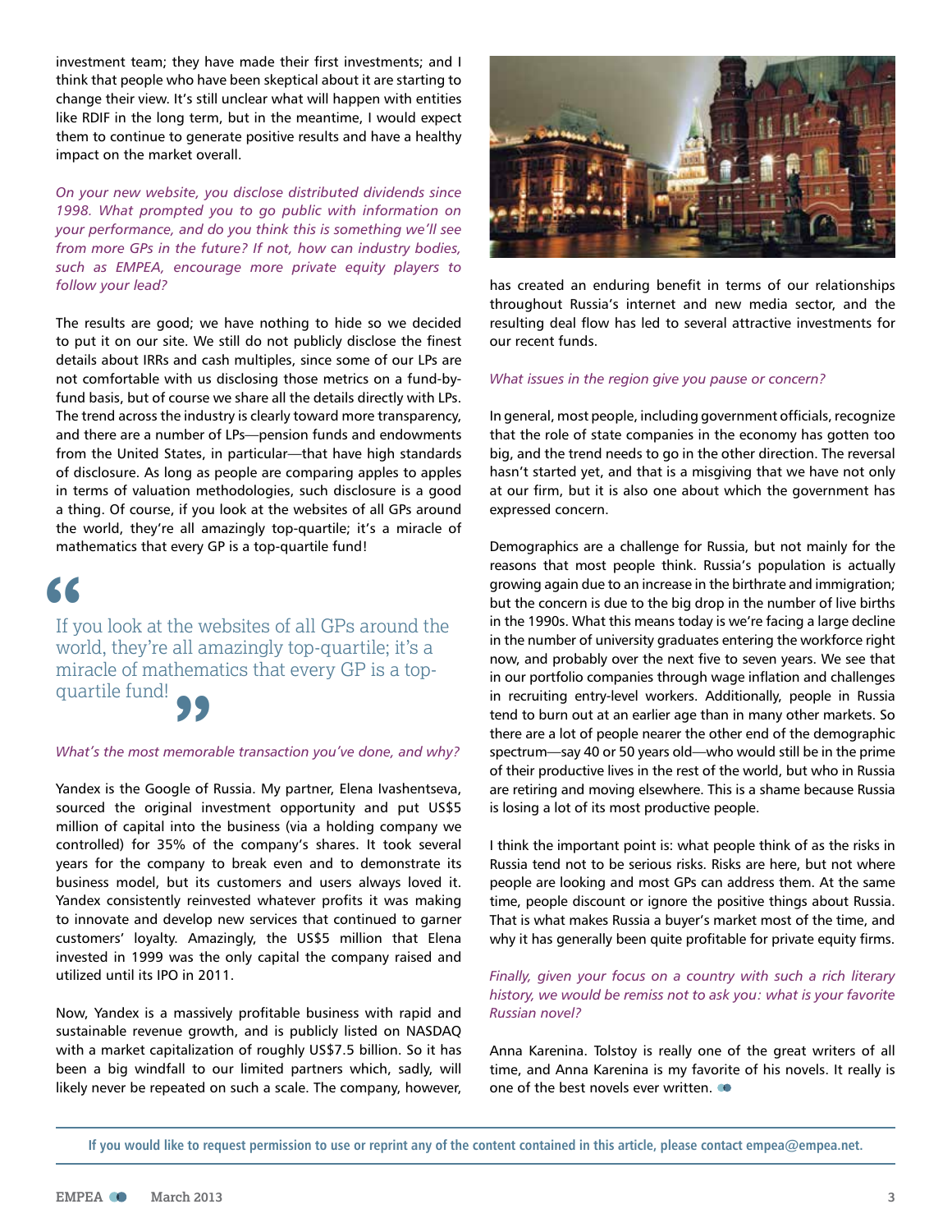investment team; they have made their first investments; and I think that people who have been skeptical about it are starting to change their view. It's still unclear what will happen with entities like RDIF in the long term, but in the meantime, I would expect them to continue to generate positive results and have a healthy impact on the market overall.

*On your new website, you disclose distributed dividends since 1998. What prompted you to go public with information on your performance, and do you think this is something we'll see from more GPs in the future? If not, how can industry bodies, such as EMPEA, encourage more private equity players to follow your lead?*

The results are good; we have nothing to hide so we decided to put it on our site. We still do not publicly disclose the finest details about IRRs and cash multiples, since some of our LPs are not comfortable with us disclosing those metrics on a fund-by-fund basis, but of course we share all the details directly with LPs. The trend across the industry is clearly toward more transparency, and there are a number of LPs—pension funds and endowments from the United States, in particular—that have high standards of disclosure. As long as people are comparing apples to apples in terms of valuation methodologies, such disclosure is a good a thing. Of course, if you look at the websites of all GPs around the world, they're all amazingly top-quartile; it's a miracle of mathematics that every GP is a top-quartile fund!

> "If you look at the websites of all GPs around the world, they're all amazingly top-quartile; it's a miracle of mathematics that every GP is a top-quartile fund!"

*What's the most memorable transaction you've done, and why?*

Yandex is the Google of Russia. My partner, Elena Ivashentseva, sourced the original investment opportunity and put US$5 million of capital into the business (via a holding company we controlled) for 35% of the company's shares. It took several years for the company to break even and to demonstrate its business model, but its customers and users always loved it. Yandex consistently reinvested whatever profits it was making to innovate and develop new services that continued to garner customers' loyalty. Amazingly, the US$5 million that Elena invested in 1999 was the only capital the company raised and utilized until its IPO in 2011.

Now, Yandex is a massively profitable business with rapid and sustainable revenue growth, and is publicly listed on NASDAQ with a market capitalization of roughly US$7.5 billion. So it has been a big windfall to our limited partners which, sadly, will likely never be repeated on such a scale. The company, however, has created an enduring benefit in terms of our relationships throughout Russia's internet and new media sector, and the resulting deal flow has led to several attractive investments for our recent funds.

*What issues in the region give you pause or concern?*

In general, most people, including government officials, recognize that the role of state companies in the economy has gotten too big, and the trend needs to go in the other direction. The reversal hasn't started yet, and that is a misgiving that we have not only at our firm, but it is also one about which the government has expressed concern.

Demographics are a challenge for Russia, but not mainly for the reasons that most people think. Russia's population is actually growing again due to an increase in the birthrate and immigration; but the concern is due to the big drop in the number of live births in the 1990s. What this means today is we're facing a large decline in the number of university graduates entering the workforce right now, and probably over the next five to seven years. We see that in our portfolio companies through wage inflation and challenges in recruiting entry-level workers. Additionally, people in Russia tend to burn out at an earlier age than in many other markets. So there are a lot of people nearer the other end of the demographic spectrum—say 40 or 50 years old—who would still be in the prime of their productive lives in the rest of the world, but who in Russia are retiring and moving elsewhere. This is a shame because Russia is losing a lot of its most productive people.

I think the important point is: what people think of as the risks in Russia tend not to be serious risks. Risks are here, but not where people are looking and most GPs can address them. At the same time, people discount or ignore the positive things about Russia. That is what makes Russia a buyer's market most of the time, and why it has generally been quite profitable for private equity firms.

*Finally, given your focus on a country with such a rich literary history, we would be remiss not to ask you: what is your favorite Russian novel?*

Anna Karenina. Tolstoy is really one of the great writers of all time, and Anna Karenina is my favorite of his novels. It really is one of the best novels ever written.

**If you would like to request permission to use or reprint any of the content contained in this article, please contact empea@empea.net.**